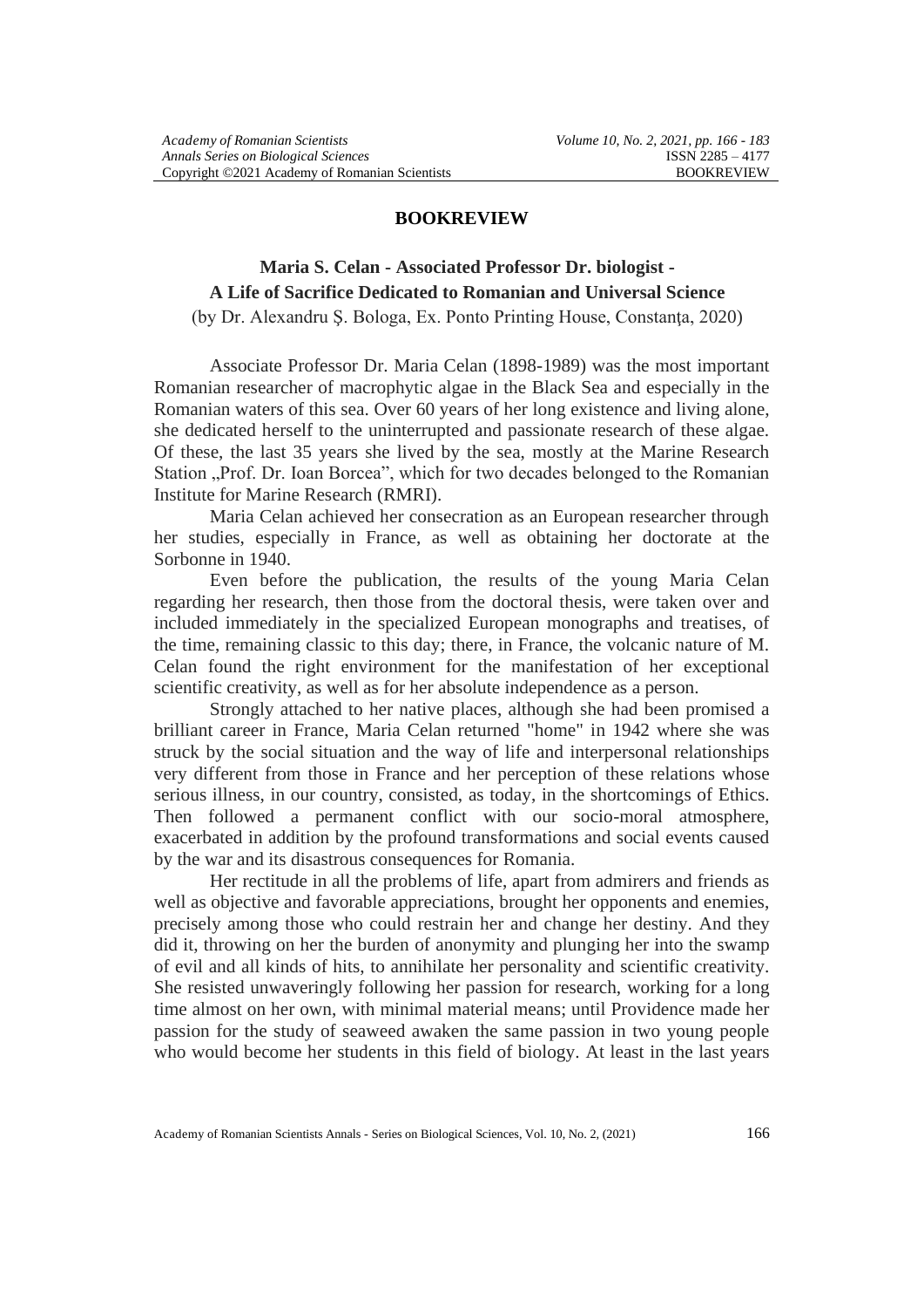## BOOKREVIEW

## Maria S. Celan - Associated Professor Dr. biologist - A Life of Sacrifice Dedicated to Romanian and Universal Science

(by Dr. Alexandru Ș. Bologa, Ex. Ponto Printing House, Constanța, 2020)

Associate Professor Dr. Maria Celan (1898-1989) was the most important Romanian researcher of macrophytic algae in the Black Sea and especially in the Romanian waters of this sea. Over 60 years of her long existence and living alone, she dedicated herself to the uninterrupted and passionate research of these algae. Of these, the last 35 years she lived by the sea, mostly at the Marine Research Station „Prof. Dr. Ioan Borcea", which for two decades belonged to the Romanian Institute for Marine Research (RMRI).

Maria Celan achieved her consecration as an European researcher through her studies, especially in France, as well as obtaining her doctorate at the Sorbonne in 1940.

Even before the publication, the results of the young Maria Celan regarding her research, then those from the doctoral thesis, were taken over and included immediately in the specialized European monographs and treatises, of the time, remaining classic to this day; there, in France, the volcanic nature of M. Celan found the right environment for the manifestation of her exceptional scientific creativity, as well as for her absolute independence as a person.

Strongly attached to her native places, although she had been promised a brilliant career in France, Maria Celan returned "home" in 1942 where she was struck by the social situation and the way of life and interpersonal relationships very different from those in France and her perception of these relations whose serious illness, in our country, consisted, as today, in the shortcomings of Ethics. Then followed a permanent conflict with our socio-moral atmosphere, exacerbated in addition by the profound transformations and social events caused by the war and its disastrous consequences for Romania.

Her rectitude in all the problems of life, apart from admirers and friends as well as objective and favorable appreciations, brought her opponents and enemies, precisely among those who could restrain her and change her destiny. And they did it, throwing on her the burden of anonymity and plunging her into the swamp of evil and all kinds of hits, to annihilate her personality and scientific creativity. She resisted unwaveringly following her passion for research, working for a long time almost on her own, with minimal material means; until Providence made her passion for the study of seaweed awaken the same passion in two young people who would become her students in this field of biology. At least in the last years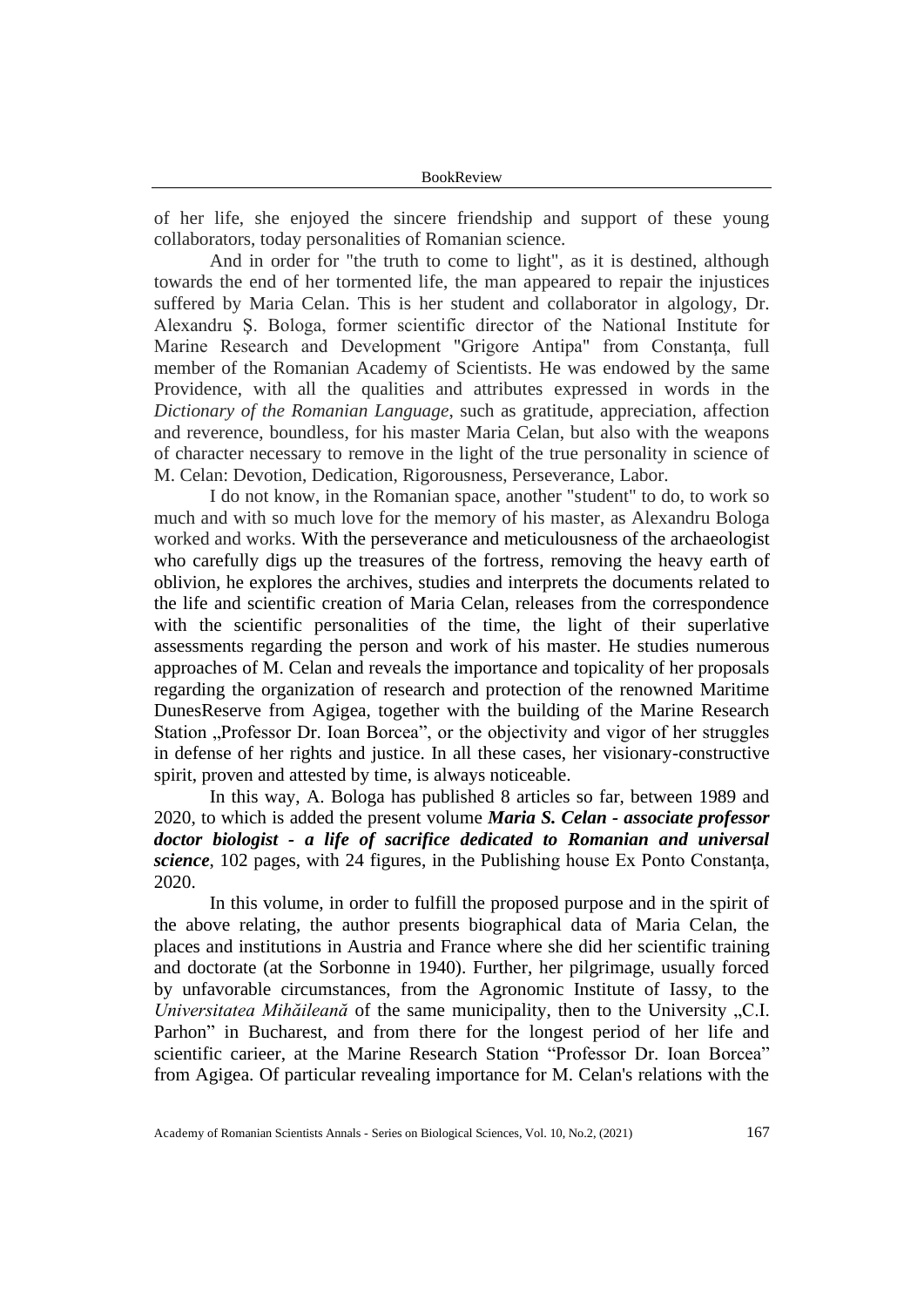of her life, she enjoyed the sincere friendship and support of these young collaborators, today personalities of Romanian science.

And in order for "the truth to come to light", as it is destined, although towards the end of her tormented life, the man appeared to repair the injustices suffered by Maria Celan. This is her student and collaborator in algology, Dr. Alexandru Ş. Bologa, former scientific director of the National Institute for Marine Research and Development "Grigore Antipa" from Constanţa, full member of the Romanian Academy of Scientists. He was endowed by the same Providence, with all the qualities and attributes expressed in words in the *Dictionary of the Romanian Language*, such as gratitude, appreciation, affection and reverence, boundless, for his master Maria Celan, but also with the weapons of character necessary to remove in the light of the true personality in science of M. Celan: Devotion, Dedication, Rigorousness, Perseverance, Labor.

I do not know, in the Romanian space, another "student" to do, to work so much and with so much love for the memory of his master, as Alexandru Bologa worked and works. With the perseverance and meticulousness of the archaeologist who carefully digs up the treasures of the fortress, removing the heavy earth of oblivion, he explores the archives, studies and interprets the documents related to the life and scientific creation of Maria Celan, releases from the correspondence with the scientific personalities of the time, the light of their superlative assessments regarding the person and work of his master. He studies numerous approaches of M. Celan and reveals the importance and topicality of her proposals regarding the organization of research and protection of the renowned Maritime DunesReserve from Agigea, together with the building of the Marine Research Station „Professor Dr. Ioan Borcea", or the objectivity and vigor of her struggles in defense of her rights and justice. In all these cases, her visionary-constructive spirit, proven and attested by time, is always noticeable.

In this way, A. Bologa has published 8 articles so far, between 1989 and 2020, to which is added the present volume ***Maria S. Celan - associate professor doctor biologist - a life of sacrifice dedicated to Romanian and universal science***, 102 pages, with 24 figures, in the Publishing house Ex Ponto Constanţa, 2020.

In this volume, in order to fulfill the proposed purpose and in the spirit of the above relating, the author presents biographical data of Maria Celan, the places and institutions in Austria and France where she did her scientific training and doctorate (at the Sorbonne in 1940). Further, her pilgrimage, usually forced by unfavorable circumstances, from the Agronomic Institute of Iassy, to the *Universitatea Mihăileană* of the same municipality, then to the University „C.I. Parhon" in Bucharest, and from there for the longest period of her life and scientific carieer, at the Marine Research Station "Professor Dr. Ioan Borcea" from Agigea. Of particular revealing importance for M. Celan's relations with the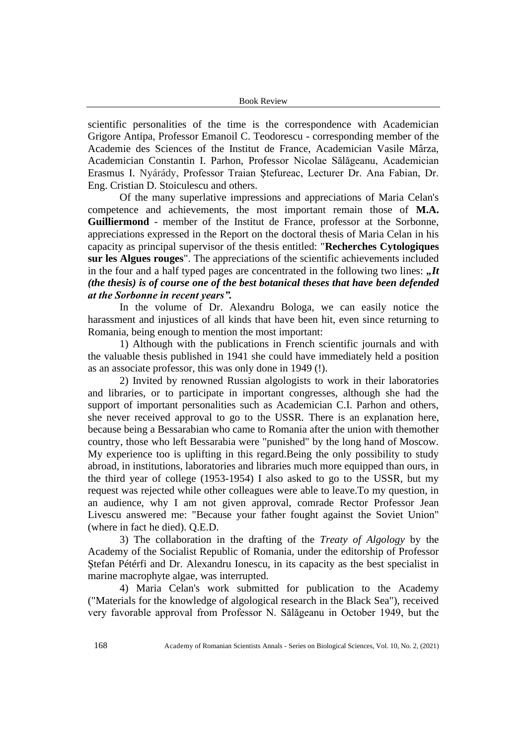scientific personalities of the time is the correspondence with Academician Grigore Antipa, Professor Emanoil C. Teodorescu - corresponding member of the Academie des Sciences of the Institut de France, Academician Vasile Mârza, Academician Constantin I. Parhon, Professor Nicolae Sălăgeanu, Academician Erasmus I. Nyárády, Professor Traian Ştefureac, Lecturer Dr. Ana Fabian, Dr. Eng. Cristian D. Stoiculescu and others.

Of the many superlative impressions and appreciations of Maria Celan's competence and achievements, the most important remain those of **M.A. Guilliermond** - member of the Institut de France, professor at the Sorbonne, appreciations expressed in the Report on the doctoral thesis of Maria Celan in his capacity as principal supervisor of the thesis entitled: "**Recherches Cytologiques sur les Algues rouges**". The appreciations of the scientific achievements included in the four and a half typed pages are concentrated in the following two lines: ***„It (the thesis) is of course one of the best botanical theses that have been defended at the Sorbonne in recent years".***

In the volume of Dr. Alexandru Bologa, we can easily notice the harassment and injustices of all kinds that have been hit, even since returning to Romania, being enough to mention the most important:

1) Although with the publications in French scientific journals and with the valuable thesis published in 1941 she could have immediately held a position as an associate professor, this was only done in 1949 (!).

2) Invited by renowned Russian algologists to work in their laboratories and libraries, or to participate in important congresses, although she had the support of important personalities such as Academician C.I. Parhon and others, she never received approval to go to the USSR. There is an explanation here, because being a Bessarabian who came to Romania after the union with themother country, those who left Bessarabia were "punished" by the long hand of Moscow. My experience too is uplifting in this regard.Being the only possibility to study abroad, in institutions, laboratories and libraries much more equipped than ours, in the third year of college (1953-1954) I also asked to go to the USSR, but my request was rejected while other colleagues were able to leave.To my question, in an audience, why I am not given approval, comrade Rector Professor Jean Livescu answered me: "Because your father fought against the Soviet Union" (where in fact he died). Q.E.D.

3) The collaboration in the drafting of the *Treaty of Algology* by the Academy of the Socialist Republic of Romania, under the editorship of Professor Ştefan Pétérfi and Dr. Alexandru Ionescu, in its capacity as the best specialist in marine macrophyte algae, was interrupted.

4) Maria Celan's work submitted for publication to the Academy ("Materials for the knowledge of algological research in the Black Sea"), received very favorable approval from Professor N. Sălăgeanu in October 1949, but the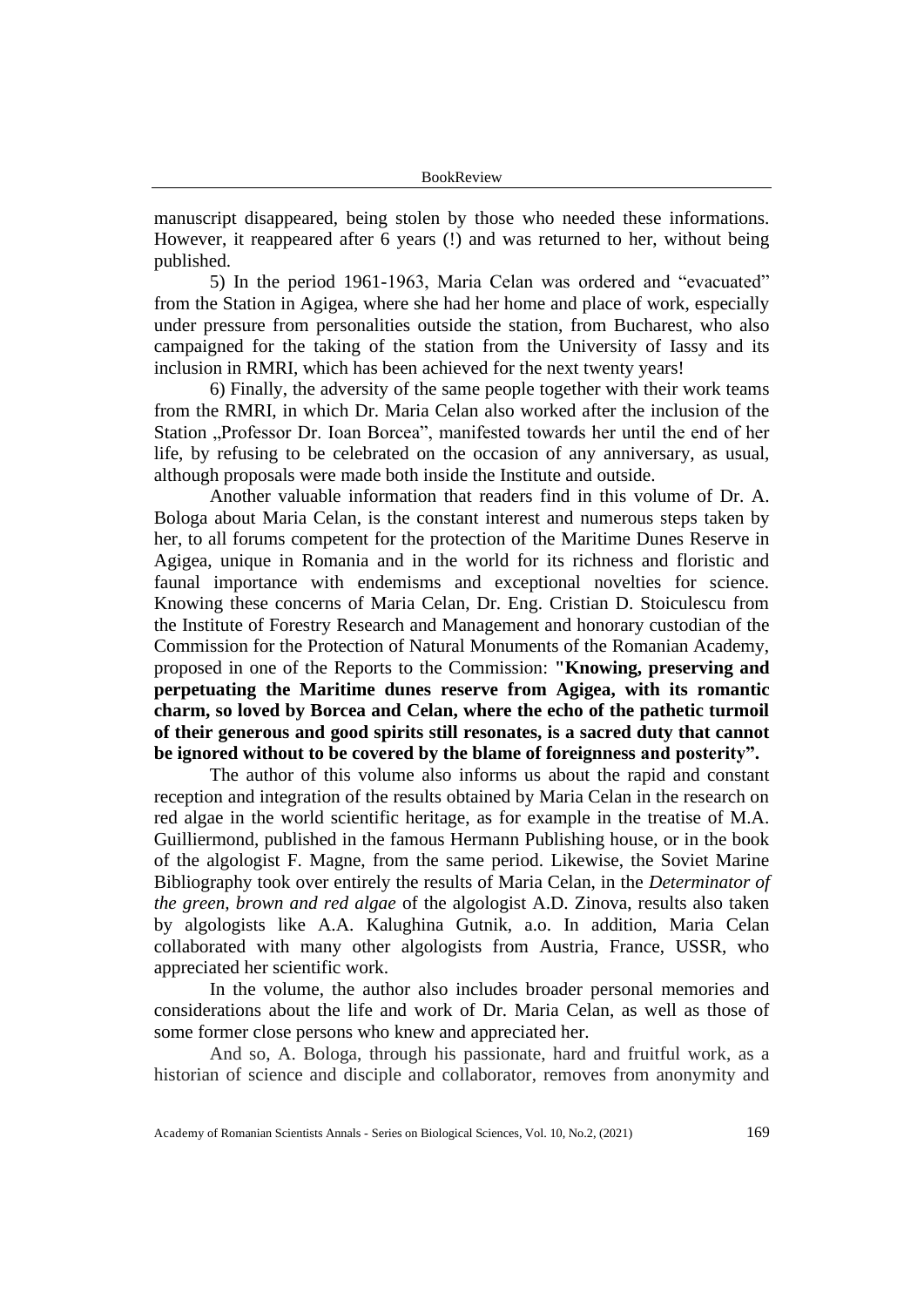manuscript disappeared, being stolen by those who needed these informations. However, it reappeared after 6 years (!) and was returned to her, without being published.

5) In the period 1961-1963, Maria Celan was ordered and "evacuated" from the Station in Agigea, where she had her home and place of work, especially under pressure from personalities outside the station, from Bucharest, who also campaigned for the taking of the station from the University of Iassy and its inclusion in RMRI, which has been achieved for the next twenty years!

6) Finally, the adversity of the same people together with their work teams from the RMRI, in which Dr. Maria Celan also worked after the inclusion of the Station „Professor Dr. Ioan Borcea", manifested towards her until the end of her life, by refusing to be celebrated on the occasion of any anniversary, as usual, although proposals were made both inside the Institute and outside.

Another valuable information that readers find in this volume of Dr. A. Bologa about Maria Celan, is the constant interest and numerous steps taken by her, to all forums competent for the protection of the Maritime Dunes Reserve in Agigea, unique in Romania and in the world for its richness and floristic and faunal importance with endemisms and exceptional novelties for science. Knowing these concerns of Maria Celan, Dr. Eng. Cristian D. Stoiculescu from the Institute of Forestry Research and Management and honorary custodian of the Commission for the Protection of Natural Monuments of the Romanian Academy, proposed in one of the Reports to the Commission: **"Knowing, preserving and perpetuating the Maritime dunes reserve from Agigea, with its romantic charm, so loved by Borcea and Celan, where the echo of the pathetic turmoil of their generous and good spirits still resonates, is a sacred duty that cannot be ignored without to be covered by the blame of foreignness and posterity".**

The author of this volume also informs us about the rapid and constant reception and integration of the results obtained by Maria Celan in the research on red algae in the world scientific heritage, as for example in the treatise of M.A. Guilliermond, published in the famous Hermann Publishing house, or in the book of the algologist F. Magne, from the same period. Likewise, the Soviet Marine Bibliography took over entirely the results of Maria Celan, in the *Determinator of the green, brown and red algae* of the algologist A.D. Zinova, results also taken by algologists like A.A. Kalughina Gutnik, a.o. In addition, Maria Celan collaborated with many other algologists from Austria, France, USSR, who appreciated her scientific work.

In the volume, the author also includes broader personal memories and considerations about the life and work of Dr. Maria Celan, as well as those of some former close persons who knew and appreciated her.

And so, A. Bologa, through his passionate, hard and fruitful work, as a historian of science and disciple and collaborator, removes from anonymity and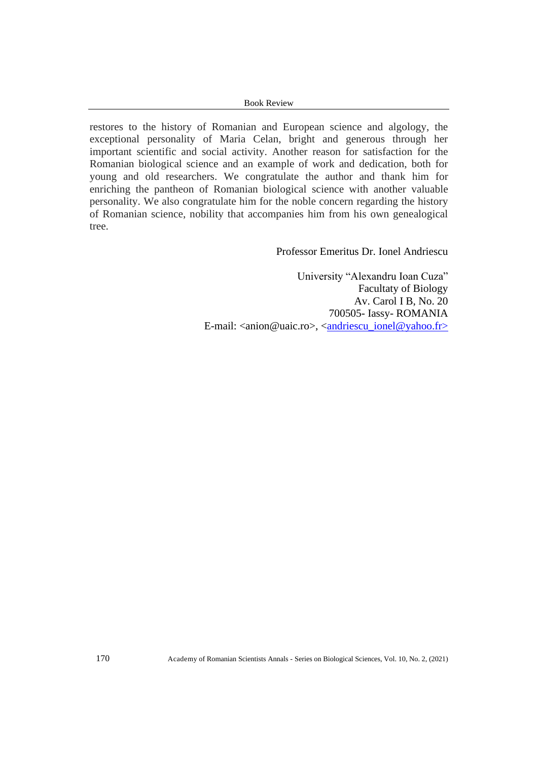restores to the history of Romanian and European science and algology, the exceptional personality of Maria Celan, bright and generous through her important scientific and social activity. Another reason for satisfaction for the Romanian biological science and an example of work and dedication, both for young and old researchers. We congratulate the author and thank him for enriching the pantheon of Romanian biological science with another valuable personality. We also congratulate him for the noble concern regarding the history of Romanian science, nobility that accompanies him from his own genealogical tree.

Professor Emeritus Dr. Ionel Andriescu

University "Alexandru Ioan Cuza"
Facultaty of Biology
Av. Carol I B, No. 20
700505- Iassy- ROMANIA
E-mail: <anion@uaic.ro>, <andriescu_ionel@yahoo.fr>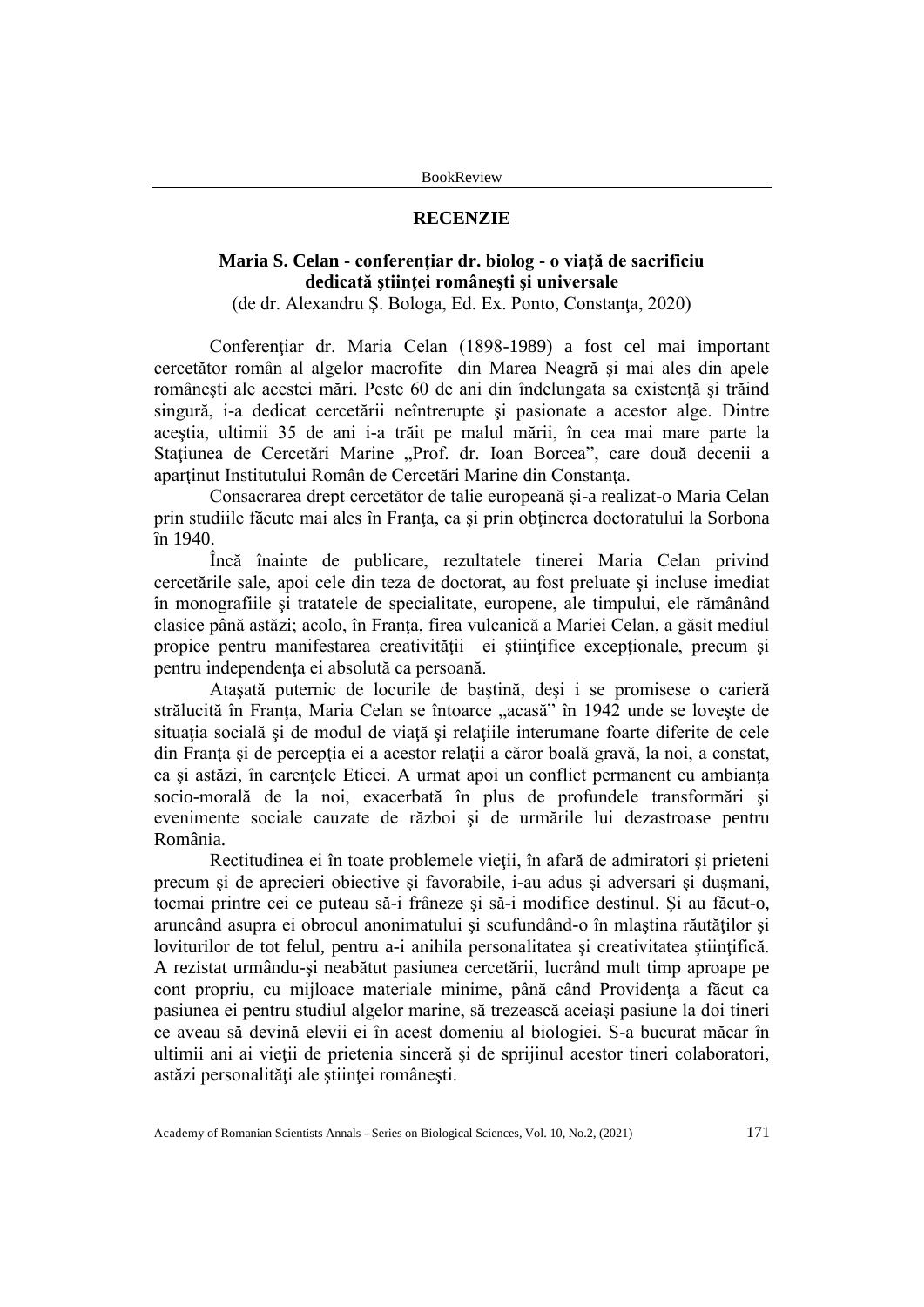## RECENZIE

### Maria S. Celan - conferenţiar dr. biolog - o viaţă de sacrificiu dedicată ştiinţei româneşti şi universale

(de dr. Alexandru Ş. Bologa, Ed. Ex. Ponto, Constanţa, 2020)

Conferenţiar dr. Maria Celan (1898-1989) a fost cel mai important cercetător român al algelor macrofite din Marea Neagră şi mai ales din apele româneşti ale acestei mări. Peste 60 de ani din îndelungata sa existenţă şi trăind singură, i-a dedicat cercetării neîntrerupte şi pasionate a acestor alge. Dintre aceştia, ultimii 35 de ani i-a trăit pe malul mării, în cea mai mare parte la Staţiunea de Cercetări Marine „Prof. dr. Ioan Borcea", care două decenii a aparţinut Institutului Român de Cercetări Marine din Constanţa.

Consacrarea drept cercetător de talie europeană şi-a realizat-o Maria Celan prin studiile făcute mai ales în Franţa, ca şi prin obţinerea doctoratului la Sorbona în 1940.

Încă înainte de publicare, rezultatele tinerei Maria Celan privind cercetările sale, apoi cele din teza de doctorat, au fost preluate şi incluse imediat în monografiile şi tratatele de specialitate, europene, ale timpului, ele rămânând clasice până astăzi; acolo, în Franţa, firea vulcanică a Mariei Celan, a găsit mediul propice pentru manifestarea creativităţii ei ştiinţifice excepţionale, precum şi pentru independenţa ei absolută ca persoană.

Ataşată puternic de locurile de baştină, deşi i se promisese o carieră strălucită în Franţa, Maria Celan se întoarce „acasă" în 1942 unde se loveşte de situaţia socială şi de modul de viaţă şi relaţiile interumane foarte diferite de cele din Franţa şi de percepţia ei a acestor relaţii a căror boală gravă, la noi, a constat, ca şi astăzi, în carenţele Eticei. A urmat apoi un conflict permanent cu ambianţa socio-morală de la noi, exacerbată în plus de profundele transformări şi evenimente sociale cauzate de război şi de urmările lui dezastroase pentru România.

Rectitudinea ei în toate problemele vieţii, în afară de admiratori şi prieteni precum şi de aprecieri obiective şi favorabile, i-au adus şi adversari şi duşmani, tocmai printre cei ce puteau să-i frâneze şi să-i modifice destinul. Şi au făcut-o, aruncând asupra ei obrocul anonimatului şi scufundând-o în mlaştina răutăţilor şi loviturilor de tot felul, pentru a-i anihila personalitatea şi creativitatea ştiinţifică. A rezistat urmându-şi neabătut pasiunea cercetării, lucrând mult timp aproape pe cont propriu, cu mijloace materiale minime, până când Providenţa a făcut ca pasiunea ei pentru studiul algelor marine, să trezească aceiaşi pasiune la doi tineri ce aveau să devină elevii ei în acest domeniu al biologiei. S-a bucurat măcar în ultimii ani ai vieţii de prietenia sinceră şi de sprijinul acestor tineri colaboratori, astăzi personalităţi ale ştiinţei româneşti.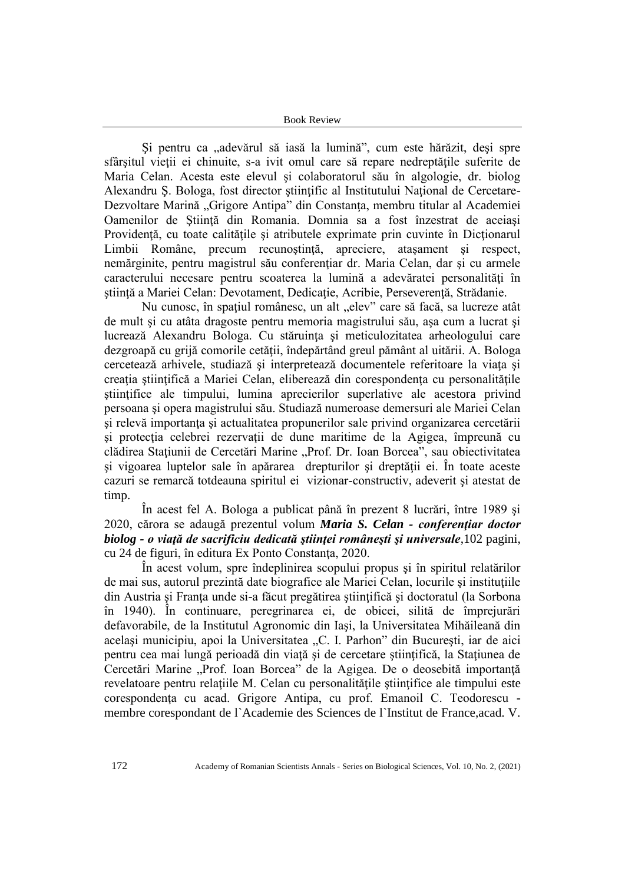Şi pentru ca „adevărul să iasă la lumină”, cum este hărăzit, deşi spre sfârşitul vieţii ei chinuite, s-a ivit omul care să repare nedreptăţile suferite de Maria Celan. Acesta este elevul şi colaboratorul său în algologie, dr. biolog Alexandru Ş. Bologa, fost director ştiinţific al Institutului Naţional de Cercetare-Dezvoltare Marină „Grigore Antipa” din Constanţa, membru titular al Academiei Oamenilor de Ştiinţă din Romania. Domnia sa a fost înzestrat de aceiaşi Providenţă, cu toate calităţile şi atributele exprimate prin cuvinte în Dicţionarul Limbii Române, precum recunoştinţă, apreciere, ataşament şi respect, nemărginite, pentru magistrul său conferenţiar dr. Maria Celan, dar şi cu armele caracterului necesare pentru scoaterea la lumină a adevăratei personalităţi în ştiinţă a Mariei Celan: Devotament, Dedicaţie, Acribie, Perseverenţă, Străduanie.

Nu cunosc, în spaţiul românesc, un alt „elev” care să facă, sa lucreze atât de mult şi cu atâta dragoste pentru memoria magistrului său, aşa cum a lucrat şi lucrează Alexandru Bologa. Cu stăruinţa şi meticulozitatea arheologului care dezgroapă cu grijă comorile cetăţii, îndepărtând greul pământ al uitării. A. Bologa cercetează arhivele, studiază şi interpretează documentele referitoare la viaţa şi creaţia ştiinţifică a Mariei Celan, eliberează din corespondenţa cu personalităţile ştiinţifice ale timpului, lumina aprecierilor superlative ale acestora privind persoana şi opera magistrului său. Studiază numeroase demersuri ale Mariei Celan şi relevă importanţa şi actualitatea propunerilor sale privind organizarea cercetării şi protecţia celebrei rezervaţii de dune maritime de la Agigea, împreună cu clădirea Staţiunii de Cercetări Marine „Prof. Dr. Ioan Borcea”, sau obiectivitatea şi vigoarea luptelor sale în apărarea drepturilor şi dreptăţii ei. În toate aceste cazuri se remarcă totdeauna spiritul ei vizionar-constructiv, adeverit şi atestat de timp.

În acest fel A. Bologa a publicat până în prezent 8 lucrări, între 1989 şi 2020, cărora se adaugă prezentul volum ***Maria S. Celan - conferenţiar doctor biolog - o viaţă de sacrificiu dedicată ştiinţei româneşti şi universale***,102 pagini, cu 24 de figuri, în editura Ex Ponto Constanţa, 2020.

În acest volum, spre îndeplinirea scopului propus şi în spiritul relatărilor de mai sus, autorul prezintă date biografice ale Mariei Celan, locurile şi instituţiile din Austria şi Franţa unde si-a făcut pregătirea ştiinţifică şi doctoratul (la Sorbona în 1940). În continuare, peregrinarea ei, de obicei, silită de împrejurări defavorabile, de la Institutul Agronomic din Iaşi, la Universitatea Mihăileană din acelaşi municipiu, apoi la Universitatea „C. I. Parhon” din Bucureşti, iar de aici pentru cea mai lungă perioadă din viaţă şi de cercetare ştiinţifică, la Staţiunea de Cercetări Marine „Prof. Ioan Borcea” de la Agigea. De o deosebită importanţă revelatoare pentru relaţiile M. Celan cu personalităţile ştiinţifice ale timpului este corespondenţa cu acad. Grigore Antipa, cu prof. Emanoil C. Teodorescu - membre corespondant de l`Academie des Sciences de l`Institut de France,acad. V.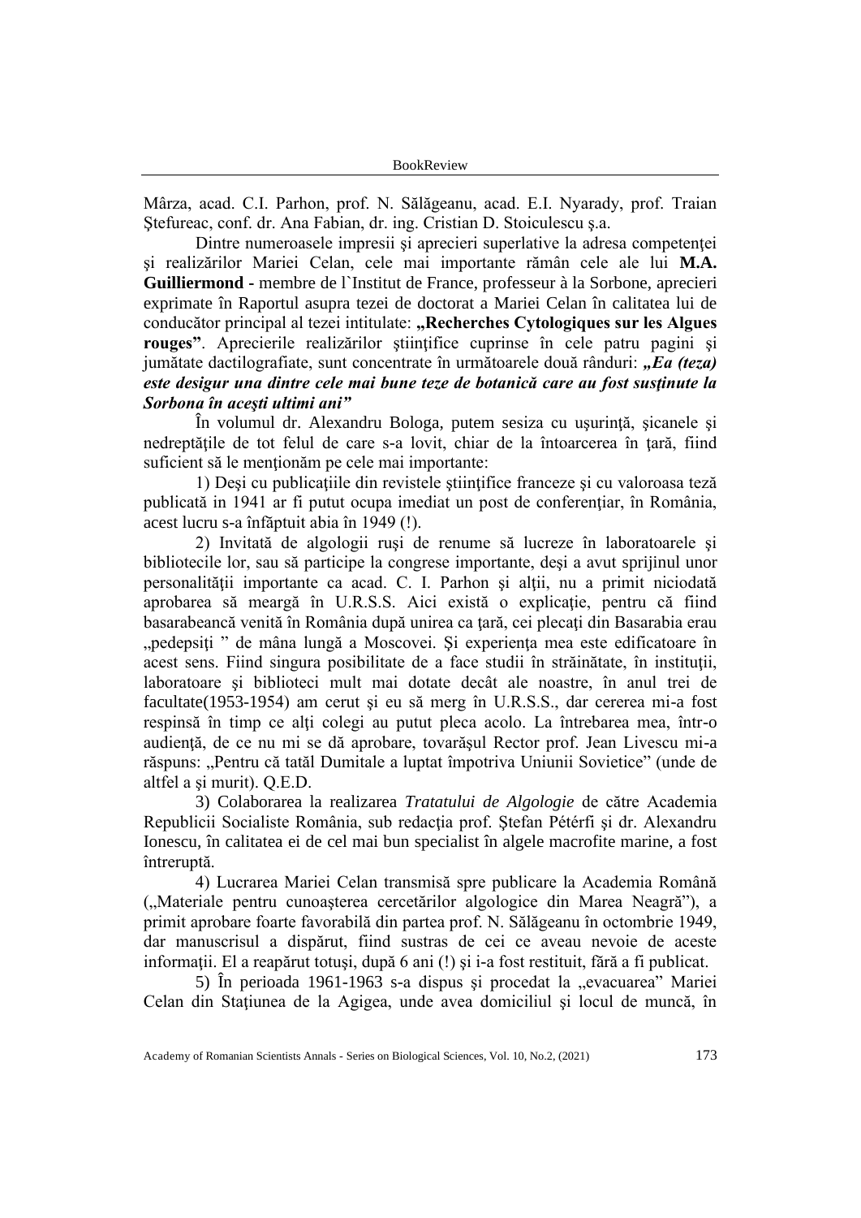Mârza, acad. C.I. Parhon, prof. N. Sălăgeanu, acad. E.I. Nyarady, prof. Traian Ştefureac, conf. dr. Ana Fabian, dr. ing. Cristian D. Stoiculescu ş.a.

Dintre numeroasele impresii şi aprecieri superlative la adresa competenţei şi realizărilor Mariei Celan, cele mai importante rămân cele ale lui **M.A. Guilliermond** - membre de l`Institut de France, professeur à la Sorbone, aprecieri exprimate în Raportul asupra tezei de doctorat a Mariei Celan în calitatea lui de conducător principal al tezei intitulate: **„Recherches Cytologiques sur les Algues rouges”**. Aprecierile realizărilor ştiinţifice cuprinse în cele patru pagini şi jumătate dactilografiate, sunt concentrate în următoarele două rânduri: ***„Ea (teza) este desigur una dintre cele mai bune teze de botanică care au fost susţinute la Sorbona în aceşti ultimi ani”***

În volumul dr. Alexandru Bologa, putem sesiza cu uşurinţă, şicanele şi nedreptăţile de tot felul de care s-a lovit, chiar de la întoarcerea în ţară, fiind suficient să le menţionăm pe cele mai importante:

1) Deşi cu publicaţiile din revistele ştiinţifice franceze şi cu valoroasa teză publicată in 1941 ar fi putut ocupa imediat un post de conferenţiar, în România, acest lucru s-a înfăptuit abia în 1949 (!).

2) Invitată de algologii ruşi de renume să lucreze în laboratoarele şi bibliotecile lor, sau să participe la congrese importante, deşi a avut sprijinul unor personalităţii importante ca acad. C. I. Parhon şi alţii, nu a primit niciodată aprobarea să meargă în U.R.S.S. Aici există o explicaţie, pentru că fiind basarabeancă venită în România după unirea ca ţară, cei plecaţi din Basarabia erau „pedepsiţi ” de mâna lungă a Moscovei. Şi experienţa mea este edificatoare în acest sens. Fiind singura posibilitate de a face studii în străinătate, în instituţii, laboratoare şi biblioteci mult mai dotate decât ale noastre, în anul trei de facultate(1953-1954) am cerut şi eu să merg în U.R.S.S., dar cererea mi-a fost respinsă în timp ce alţi colegi au putut pleca acolo. La întrebarea mea, într-o audienţă, de ce nu mi se dă aprobare, tovarăşul Rector prof. Jean Livescu mi-a răspuns: „Pentru că tatăl Dumitale a luptat împotriva Uniunii Sovietice” (unde de altfel a şi murit). Q.E.D.

3) Colaborarea la realizarea *Tratatului de Algologie* de către Academia Republicii Socialiste România, sub redacţia prof. Ştefan Pétérfi şi dr. Alexandru Ionescu, în calitatea ei de cel mai bun specialist în algele macrofite marine, a fost întreruptă.

4) Lucrarea Mariei Celan transmisă spre publicare la Academia Română („Materiale pentru cunoaşterea cercetărilor algologice din Marea Neagră”), a primit aprobare foarte favorabilă din partea prof. N. Sălăgeanu în octombrie 1949, dar manuscrisul a dispărut, fiind sustras de cei ce aveau nevoie de aceste informaţii. El a reapărut totuşi, după 6 ani (!) şi i-a fost restituit, fără a fi publicat.

5) În perioada 1961-1963 s-a dispus şi procedat la „evacuarea” Mariei Celan din Staţiunea de la Agigea, unde avea domiciliul şi locul de muncă, în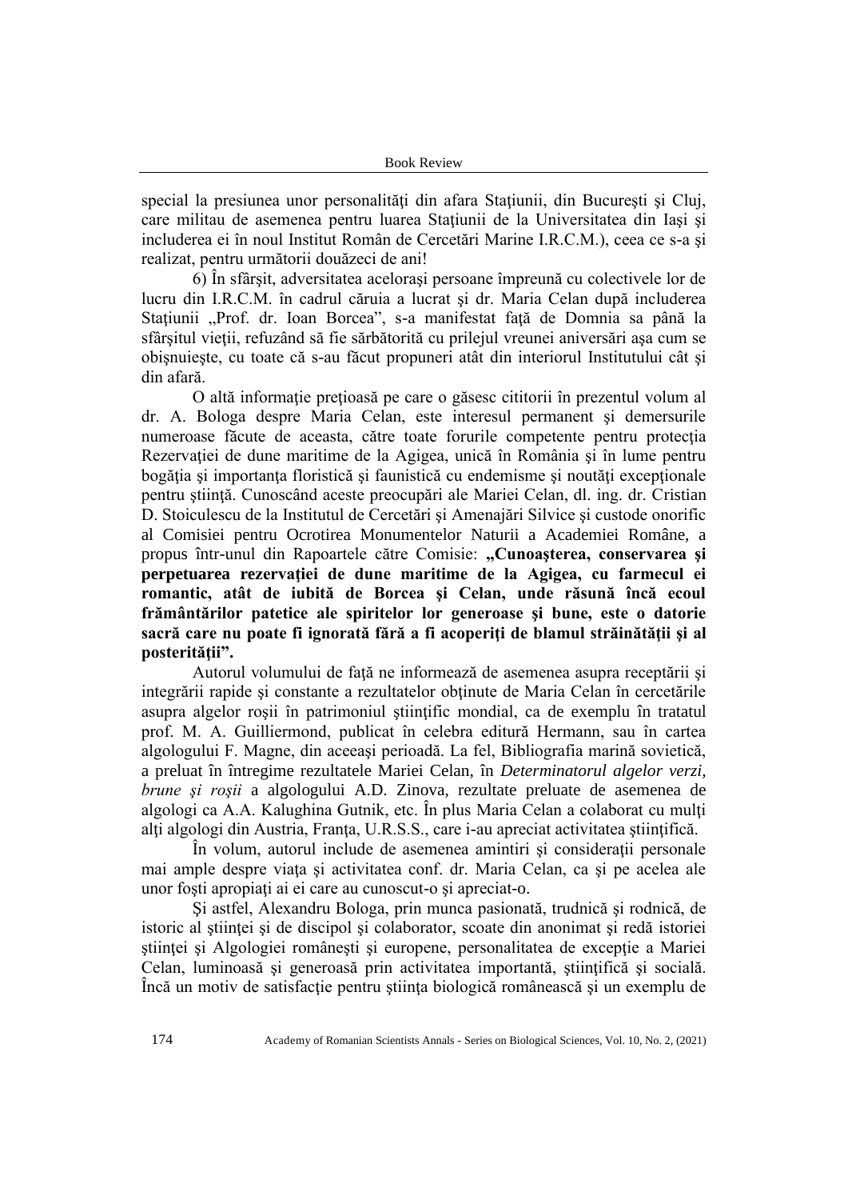special la presiunea unor personalităţi din afara Staţiunii, din Bucureşti şi Cluj, care militau de asemenea pentru luarea Staţiunii de la Universitatea din Iaşi şi includerea ei în noul Institut Român de Cercetări Marine I.R.C.M.), ceea ce s-a şi realizat, pentru următorii douăzeci de ani!

6) În sfârşit, adversitatea aceloraşi persoane împreună cu colectivele lor de lucru din I.R.C.M. în cadrul căruia a lucrat şi dr. Maria Celan după includerea Staţiunii „Prof. dr. Ioan Borcea", s-a manifestat faţă de Domnia sa până la sfârşitul vieţii, refuzând să fie sărbătorită cu prilejul vreunei aniversări aşa cum se obişnuieşte, cu toate că s-au făcut propuneri atât din interiorul Institutului cât şi din afară.

O altă informaţie preţioasă pe care o găsesc cititorii în prezentul volum al dr. A. Bologa despre Maria Celan, este interesul permanent şi demersurile numeroase făcute de aceasta, către toate forurile competente pentru protecţia Rezervaţiei de dune maritime de la Agigea, unică în România şi în lume pentru bogăţia şi importanţa floristică şi faunistică cu endemisme şi noutăţi excepţionale pentru ştiinţă. Cunoscând aceste preocupări ale Mariei Celan, dl. ing. dr. Cristian D. Stoiculescu de la Institutul de Cercetări şi Amenajări Silvice şi custode onorific al Comisiei pentru Ocrotirea Monumentelor Naturii a Academiei Române, a propus într-unul din Rapoartele către Comisie: **„Cunoaşterea, conservarea şi perpetuarea rezervaţiei de dune maritime de la Agigea, cu farmecul ei romantic, atât de iubită de Borcea şi Celan, unde răsună încă ecoul frământărilor patetice ale spiritelor lor generoase şi bune, este o datorie sacră care nu poate fi ignorată fără a fi acoperiţi de blamul străinătăţii şi al posterităţii".**

Autorul volumului de faţă ne informează de asemenea asupra receptării şi integrării rapide şi constante a rezultatelor obţinute de Maria Celan în cercetările asupra algelor roşii în patrimoniul ştiinţific mondial, ca de exemplu în tratatul prof. M. A. Guilliermond, publicat în celebra editură Hermann, sau în cartea algologului F. Magne, din aceeaşi perioadă. La fel, Bibliografia marină sovietică, a preluat în întregime rezultatele Mariei Celan, în *Determinatorul algelor verzi, brune şi roşii* a algologului A.D. Zinova, rezultate preluate de asemenea de algologi ca A.A. Kalughina Gutnik, etc. În plus Maria Celan a colaborat cu mulţi alţi algologi din Austria, Franţa, U.R.S.S., care i-au apreciat activitatea ştiinţifică.

În volum, autorul include de asemenea amintiri şi consideraţii personale mai ample despre viaţa şi activitatea conf. dr. Maria Celan, ca şi pe acelea ale unor foşti apropiaţi ai ei care au cunoscut-o şi apreciat-o.

Şi astfel, Alexandru Bologa, prin munca pasionată, trudnică şi rodnică, de istoric al ştiinţei şi de discipol şi colaborator, scoate din anonimat şi redă istoriei ştiinţei şi Algologiei româneşti şi europene, personalitatea de excepţie a Mariei Celan, luminoasă şi generoasă prin activitatea importantă, ştiinţifică şi socială. Încă un motiv de satisfacţie pentru ştiinţa biologică românească şi un exemplu de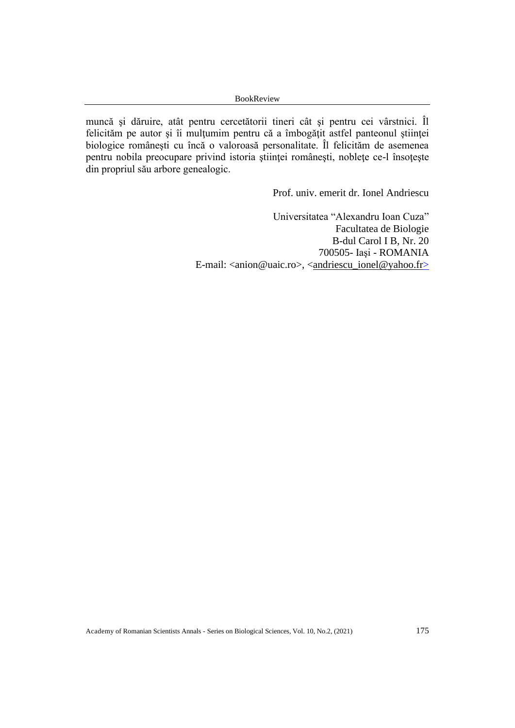muncă şi dăruire, atât pentru cercetătorii tineri cât şi pentru cei vârstnici. Îl felicităm pe autor şi îi mulţumim pentru că a îmbogăţit astfel panteonul ştiinţei biologice româneşti cu încă o valoroasă personalitate. Îl felicităm de asemenea pentru nobila preocupare privind istoria ştiinţei româneşti, nobleţe ce-l însoţeşte din propriul său arbore genealogic.

Prof. univ. emerit dr. Ionel Andriescu

Universitatea "Alexandru Ioan Cuza"
Facultatea de Biologie
B-dul Carol I B, Nr. 20
700505- Iaşi - ROMANIA
E-mail: <anion@uaic.ro>, <andriescu_ionel@yahoo.fr>